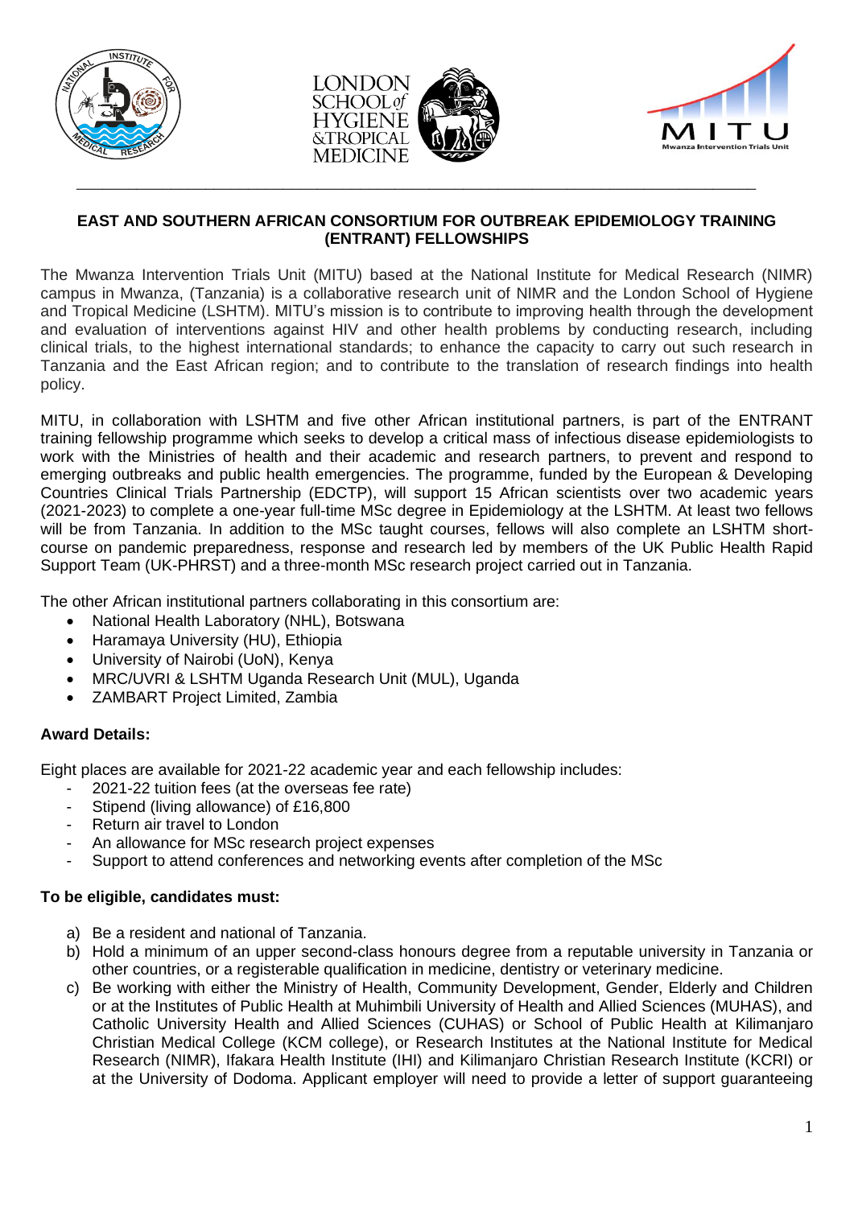## EAST AND SOUTHERN AFRICAN CONSORTIUM FOR OUTBREAK EPIDEMIOLOGY TRAINING (ENTRANT) FELLOWSHIPS

The Mwanza Intervention Trials Unit (MITU) based at the National Institute for Medical Research (NIMR) campus in Mwanza, (Tanzania) is a collaborative research unit of NIMR and the London School of Hygiene and Tropical Medicine (LSHTM). MITU's mission is to contribute to improving health through the development and evaluation of interventions against HIV and other health problems by conducting research, including clinical trials, to the highest international standards; to enhance the capacity to carry out such research in Tanzania and the East African region; and to contribute to the translation of research findings into health policy.

MITU, in collaboration with LSHTM and five other African institutional partners, is part of the ENTRANT training fellowship programme which seeks to develop a critical mass of infectious disease epidemiologists to work with the Ministries of health and their academic and research partners, to prevent and respond to emerging outbreaks and public health emergencies. The programme, funded by the European & Developing Countries Clinical Trials Partnership (EDCTP), will support 15 African scientists over two academic years (2021-2023) to complete a one-year full-time MSc degree in Epidemiology at the LSHTM. At least two fellows will be from Tanzania. In addition to the MSc taught courses, fellows will also complete an LSHTM short-course on pandemic preparedness, response and research led by members of the UK Public Health Rapid Support Team (UK-PHRST) and a three-month MSc research project carried out in Tanzania.

The other African institutional partners collaborating in this consortium are:

- National Health Laboratory (NHL), Botswana
- Haramaya University (HU), Ethiopia
- University of Nairobi (UoN), Kenya
- MRC/UVRI & LSHTM Uganda Research Unit (MUL), Uganda
- ZAMBART Project Limited, Zambia

**Award Details:**

Eight places are available for 2021-22 academic year and each fellowship includes:

- 2021-22 tuition fees (at the overseas fee rate)
- Stipend (living allowance) of £16,800
- Return air travel to London
- An allowance for MSc research project expenses
- Support to attend conferences and networking events after completion of the MSc

**To be eligible, candidates must:**

a) Be a resident and national of Tanzania.
b) Hold a minimum of an upper second-class honours degree from a reputable university in Tanzania or other countries, or a registerable qualification in medicine, dentistry or veterinary medicine.
c) Be working with either the Ministry of Health, Community Development, Gender, Elderly and Children or at the Institutes of Public Health at Muhimbili University of Health and Allied Sciences (MUHAS), and Catholic University Health and Allied Sciences (CUHAS) or School of Public Health at Kilimanjaro Christian Medical College (KCM college), or Research Institutes at the National Institute for Medical Research (NIMR), Ifakara Health Institute (IHI) and Kilimanjaro Christian Research Institute (KCRI) or at the University of Dodoma. Applicant employer will need to provide a letter of support guaranteeing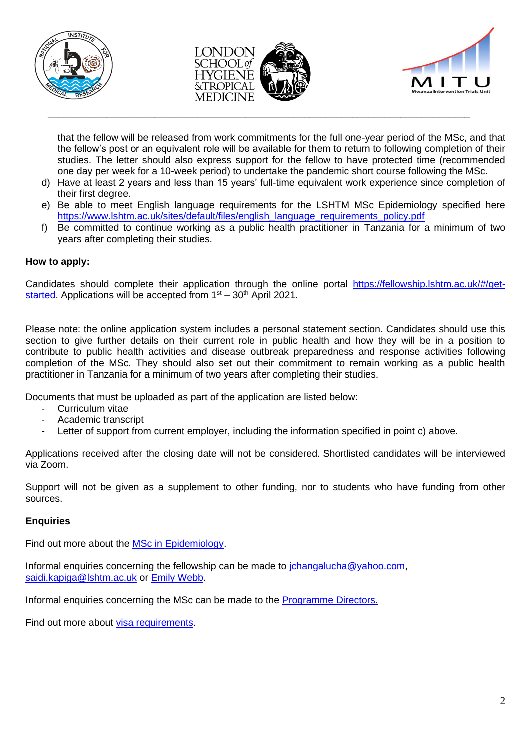that the fellow will be released from work commitments for the full one-year period of the MSc, and that the fellow's post or an equivalent role will be available for them to return to following completion of their studies. The letter should also express support for the fellow to have protected time (recommended one day per week for a 10-week period) to undertake the pandemic short course following the MSc.

d) Have at least 2 years and less than 15 years' full-time equivalent work experience since completion of their first degree.
e) Be able to meet English language requirements for the LSHTM MSc Epidemiology specified here [https://www.lshtm.ac.uk/sites/default/files/english_language_requirements_policy.pdf](https://www.lshtm.ac.uk/sites/default/files/english_language_requirements_policy.pdf)
f) Be committed to continue working as a public health practitioner in Tanzania for a minimum of two years after completing their studies.

**How to apply:**

Candidates should complete their application through the online portal [https://fellowship.lshtm.ac.uk/#/get-started](https://fellowship.lshtm.ac.uk/#/get-started). Applications will be accepted from 1st – 30th April 2021.

Please note: the online application system includes a personal statement section. Candidates should use this section to give further details on their current role in public health and how they will be in a position to contribute to public health activities and disease outbreak preparedness and response activities following completion of the MSc. They should also set out their commitment to remain working as a public health practitioner in Tanzania for a minimum of two years after completing their studies.

Documents that must be uploaded as part of the application are listed below:

- Curriculum vitae
- Academic transcript
- Letter of support from current employer, including the information specified in point c) above.

Applications received after the closing date will not be considered. Shortlisted candidates will be interviewed via Zoom.

Support will not be given as a supplement to other funding, nor to students who have funding from other sources.

**Enquiries**

Find out more about the MSc in Epidemiology.

Informal enquiries concerning the fellowship can be made to jchangalucha@yahoo.com, saidi.kapiga@lshtm.ac.uk or Emily Webb.

Informal enquiries concerning the MSc can be made to the Programme Directors.

Find out more about visa requirements.